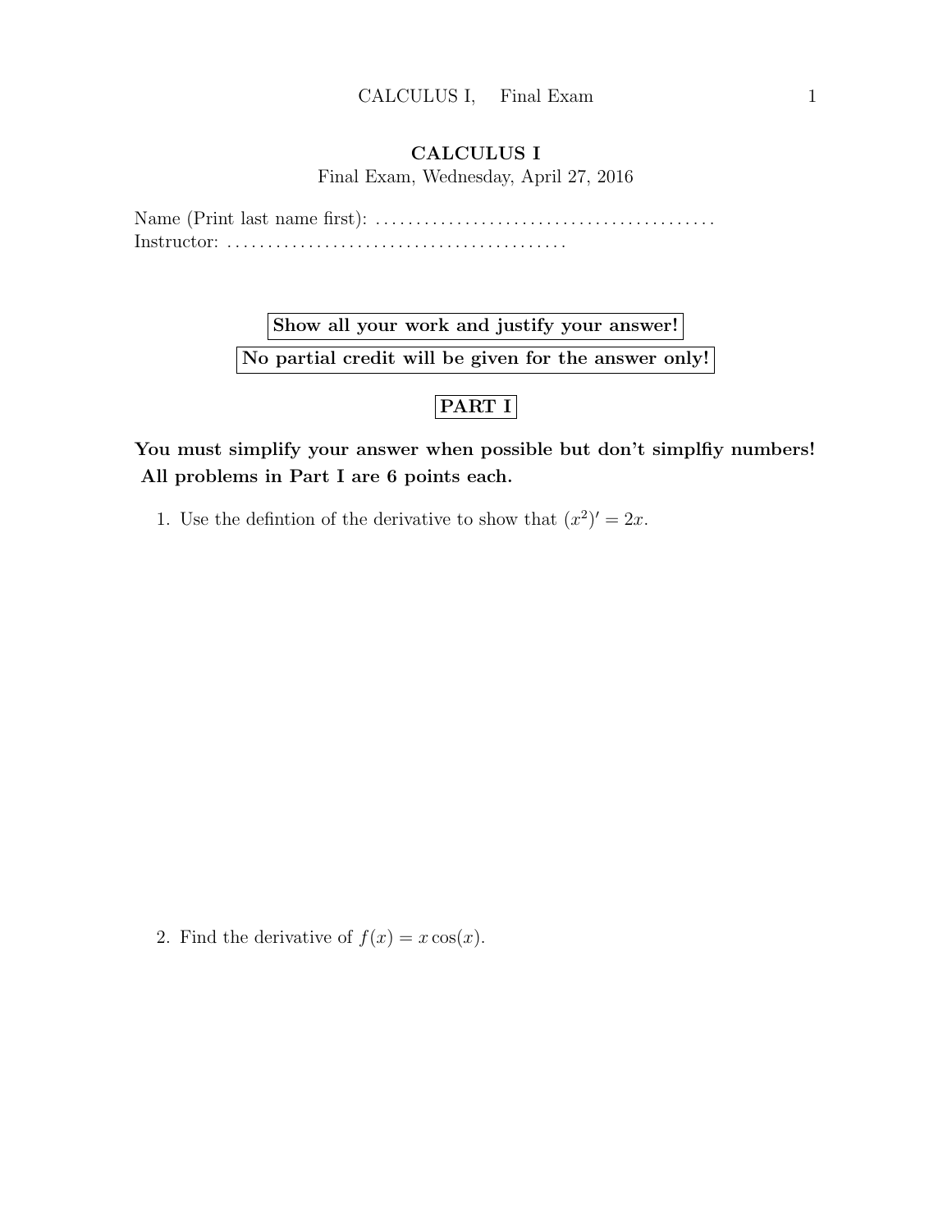# CALCULUS I

Final Exam, Wednesday, April 27, 2016

Name (Print last name first): .........................................
Instructor: .........................................

**Show all your work and justify your answer!**

**No partial credit will be given for the answer only!**

## PART I

**You must simplify your answer when possible but don't simplfiy numbers! All problems in Part I are 6 points each.**

1. Use the defintion of the derivative to show that $(x^2)' = 2x$.

2. Find the derivative of $f(x) = x\cos(x)$.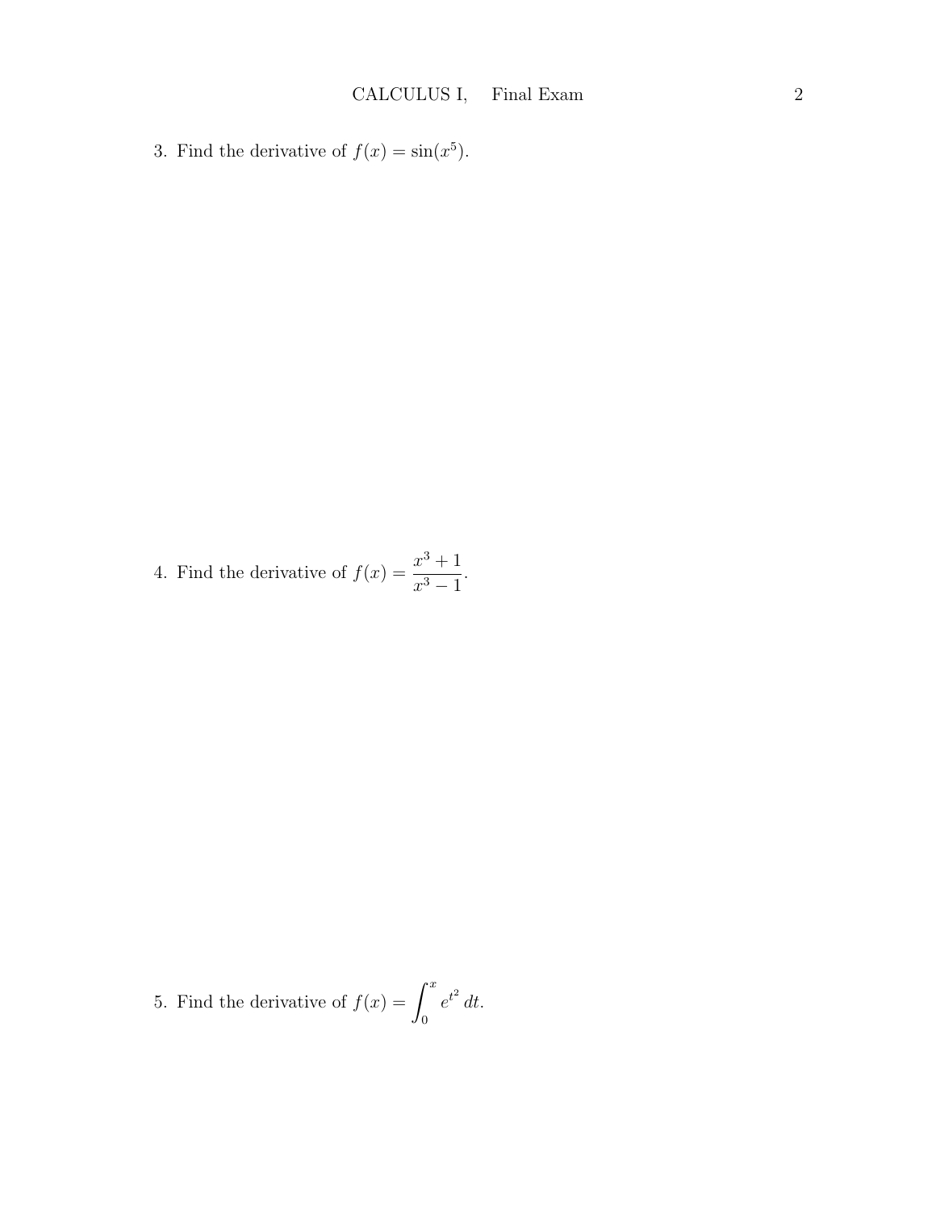3. Find the derivative of $f(x) = \sin(x^5)$.

4. Find the derivative of $f(x) = \dfrac{x^3 + 1}{x^3 - 1}$.

5. Find the derivative of $f(x) = \displaystyle\int_0^x e^{t^2}\, dt$.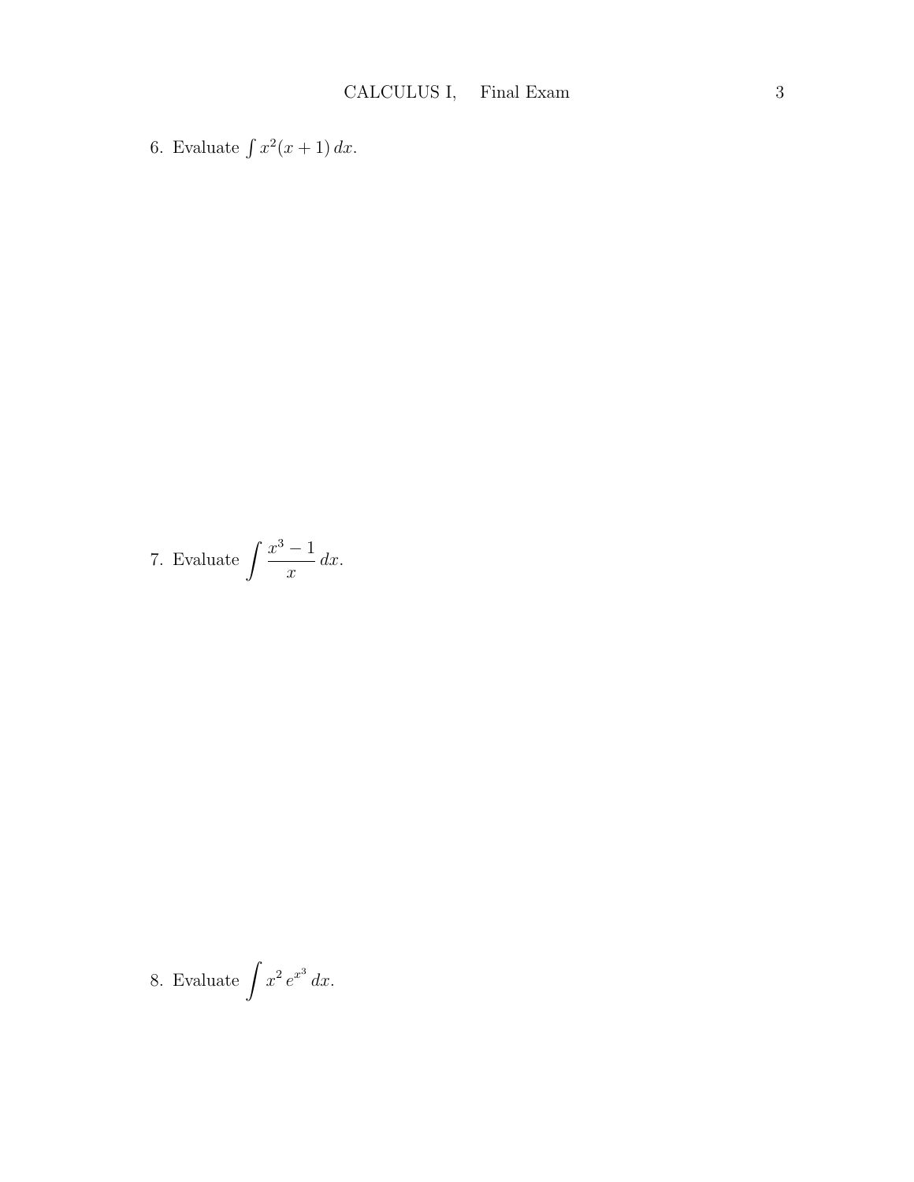6. Evaluate $\int x^2(x+1)\,dx$.

7. Evaluate $\displaystyle\int \frac{x^3-1}{x}\,dx$.

8. Evaluate $\displaystyle\int x^2\,e^{x^3}\,dx$.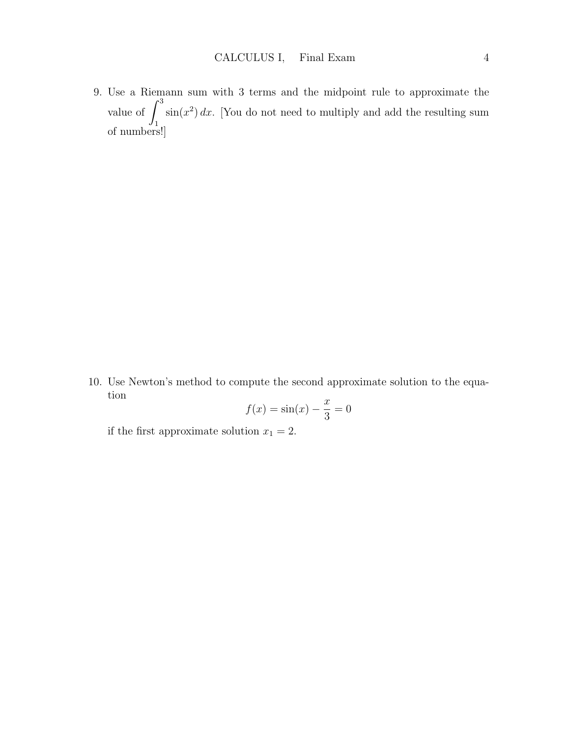9. Use a Riemann sum with 3 terms and the midpoint rule to approximate the value of $\int_1^3 \sin(x^2)\,dx$. [You do not need to multiply and add the resulting sum of numbers!]

10. Use Newton's method to compute the second approximate solution to the equation

$$f(x) = \sin(x) - \frac{x}{3} = 0$$

if the first approximate solution $x_1 = 2$.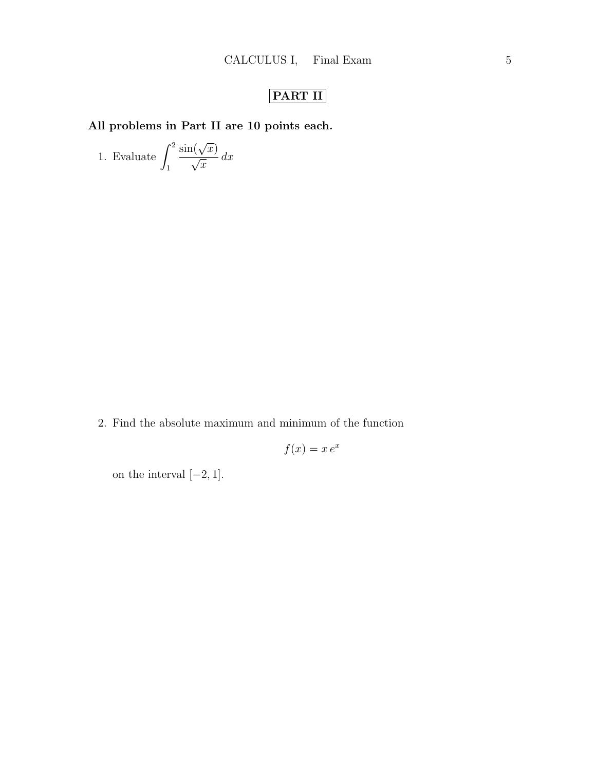## PART II

**All problems in Part II are 10 points each.**

1. Evaluate $\displaystyle\int_1^2 \frac{\sin(\sqrt{x})}{\sqrt{x}}\,dx$

2. Find the absolute maximum and minimum of the function

$$f(x) = x\,e^x$$

on the interval $[-2, 1]$.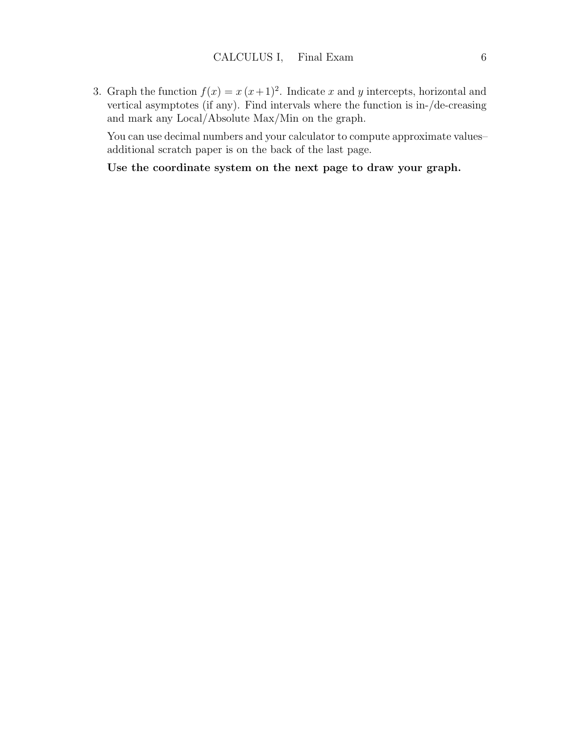3. Graph the function $f(x) = x\,(x+1)^2$. Indicate $x$ and $y$ intercepts, horizontal and vertical asymptotes (if any). Find intervals where the function is in-/de-creasing and mark any Local/Absolute Max/Min on the graph.

   You can use decimal numbers and your calculator to compute approximate values– additional scratch paper is on the back of the last page.

   **Use the coordinate system on the next page to draw your graph.**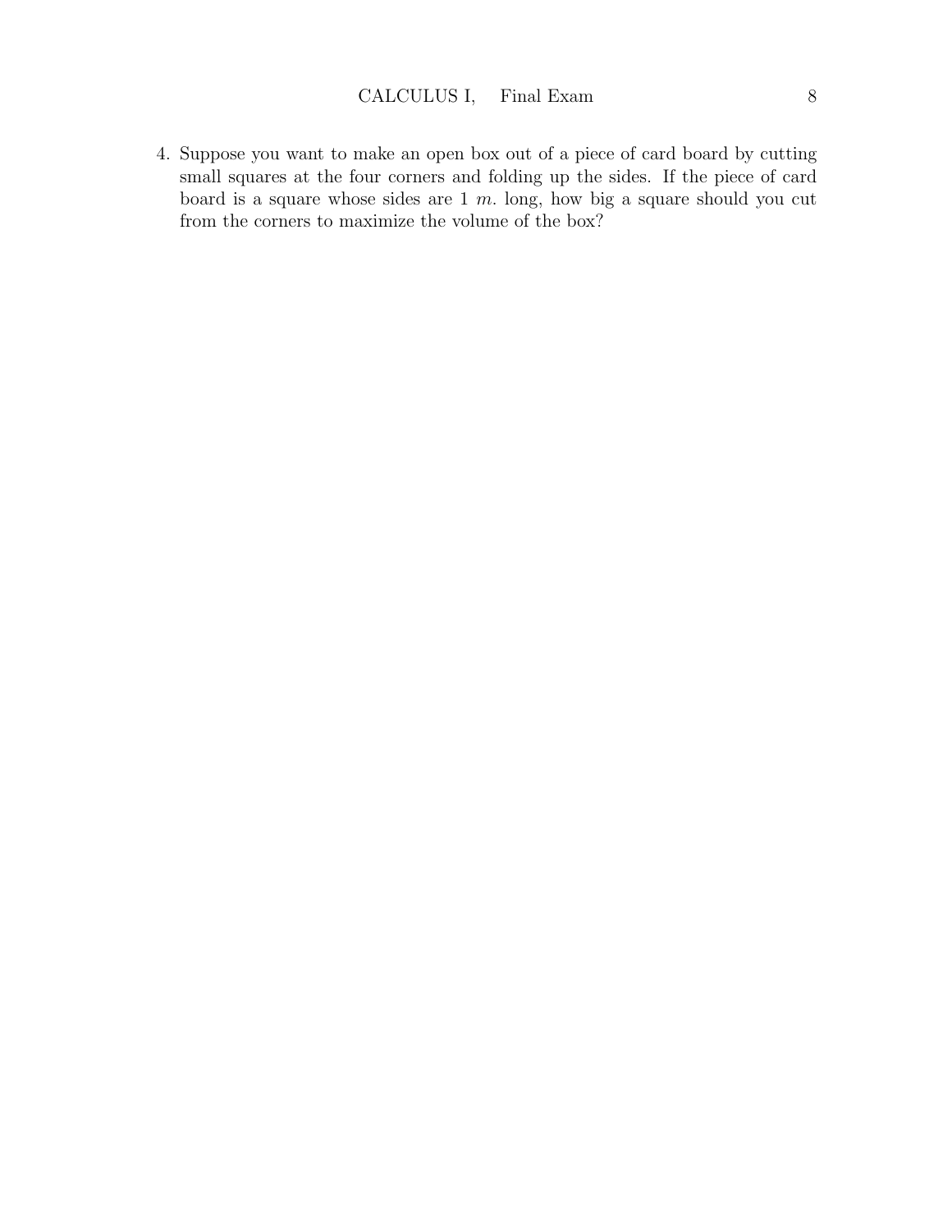4. Suppose you want to make an open box out of a piece of card board by cutting small squares at the four corners and folding up the sides. If the piece of card board is a square whose sides are 1 $m$. long, how big a square should you cut from the corners to maximize the volume of the box?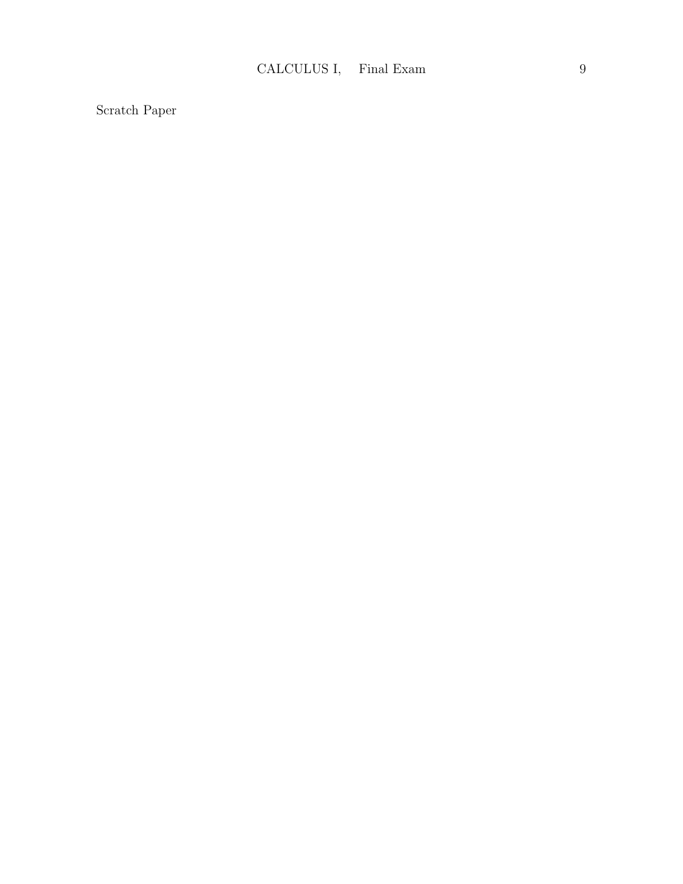Scratch Paper